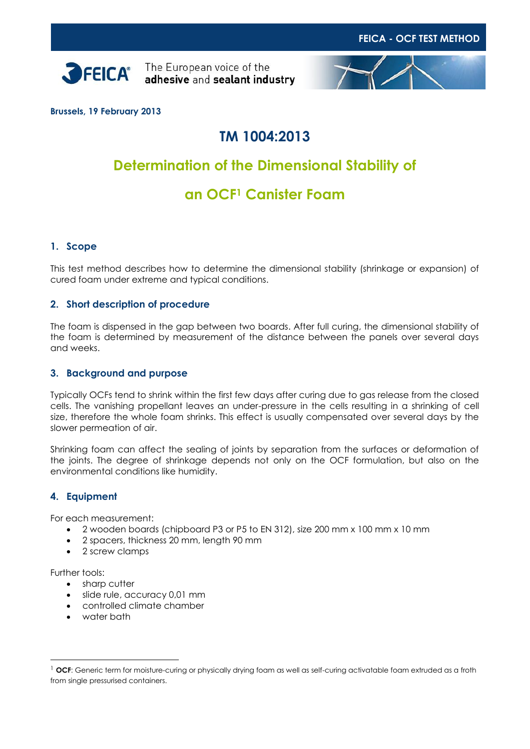Brussels, 19 February 2013

# TM 1004:2013

# Determination of the Dimensional Stability of an OCF[1] Canister Foam

## 1. Scope

This test method describes how to determine the dimensional stability (shrinkage or expansion) of cured foam under extreme and typical conditions.

## 2. Short description of procedure

The foam is dispensed in the gap between two boards. After full curing, the dimensional stability of the foam is determined by measurement of the distance between the panels over several days and weeks.

## 3. Background and purpose

Typically OCFs tend to shrink within the first few days after curing due to gas release from the closed cells. The vanishing propellant leaves an under-pressure in the cells resulting in a shrinking of cell size, therefore the whole foam shrinks. This effect is usually compensated over several days by the slower permeation of air.

Shrinking foam can affect the sealing of joints by separation from the surfaces or deformation of the joints. The degree of shrinkage depends not only on the OCF formulation, but also on the environmental conditions like humidity.

## 4. Equipment

For each measurement:

- 2 wooden boards (chipboard P3 or P5 to EN 312), size 200 mm x 100 mm x 10 mm
- 2 spacers, thickness 20 mm, length 90 mm
- 2 screw clamps

Further tools:

- sharp cutter
- slide rule, accuracy 0,01 mm
- controlled climate chamber
- water bath

---

[1] **OCF**: Generic term for moisture-curing or physically drying foam as well as self-curing activatable foam extruded as a froth from single pressurised containers.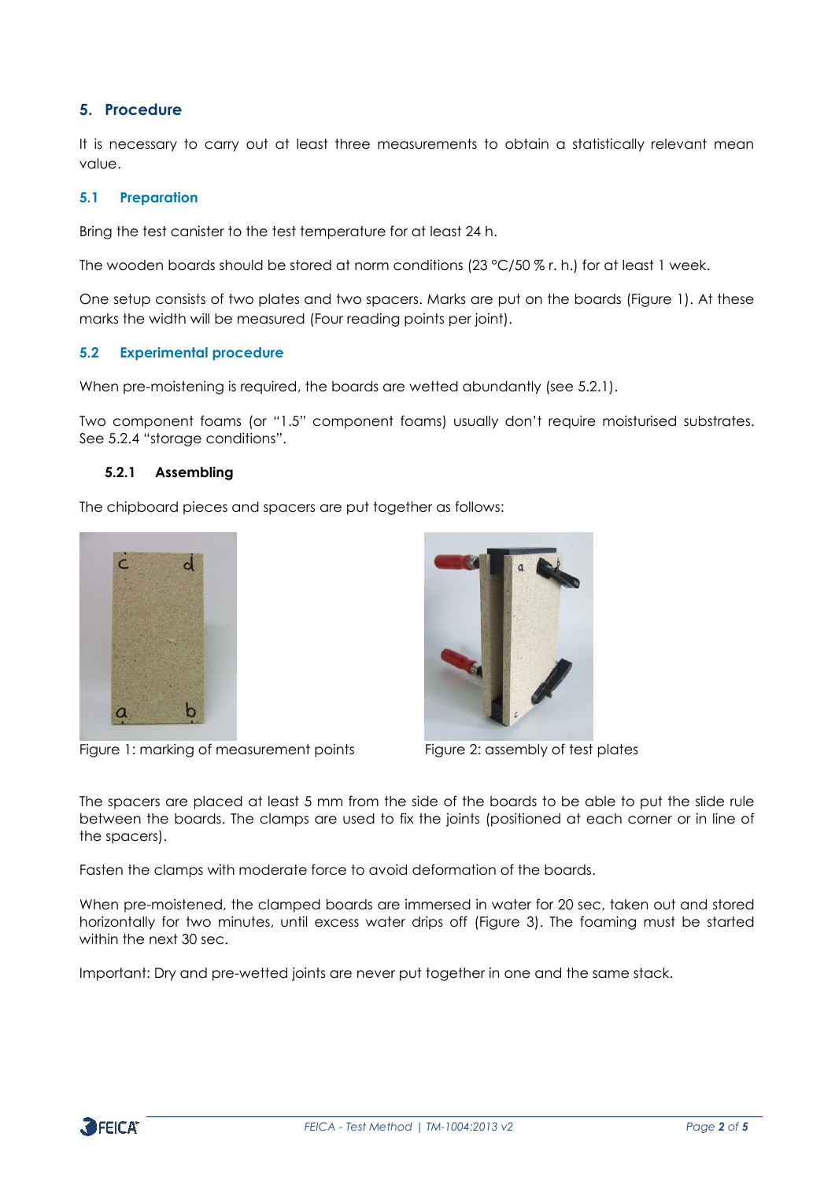## 5. Procedure

It is necessary to carry out at least three measurements to obtain a statistically relevant mean value.

### 5.1 Preparation

Bring the test canister to the test temperature for at least 24 h.

The wooden boards should be stored at norm conditions (23 °C/50 % r. h.) for at least 1 week.

One setup consists of two plates and two spacers. Marks are put on the boards (Figure 1). At these marks the width will be measured (Four reading points per joint).

### 5.2 Experimental procedure

When pre-moistening is required, the boards are wetted abundantly (see 5.2.1).

Two component foams (or "1.5" component foams) usually don't require moisturised substrates. See 5.2.4 "storage conditions".

#### 5.2.1 Assembling

The chipboard pieces and spacers are put together as follows:

Figure 1: marking of measurement points

Figure 2: assembly of test plates

The spacers are placed at least 5 mm from the side of the boards to be able to put the slide rule between the boards. The clamps are used to fix the joints (positioned at each corner or in line of the spacers).

Fasten the clamps with moderate force to avoid deformation of the boards.

When pre-moistened, the clamped boards are immersed in water for 20 sec, taken out and stored horizontally for two minutes, until excess water drips off (Figure 3). The foaming must be started within the next 30 sec.

Important: Dry and pre-wetted joints are never put together in one and the same stack.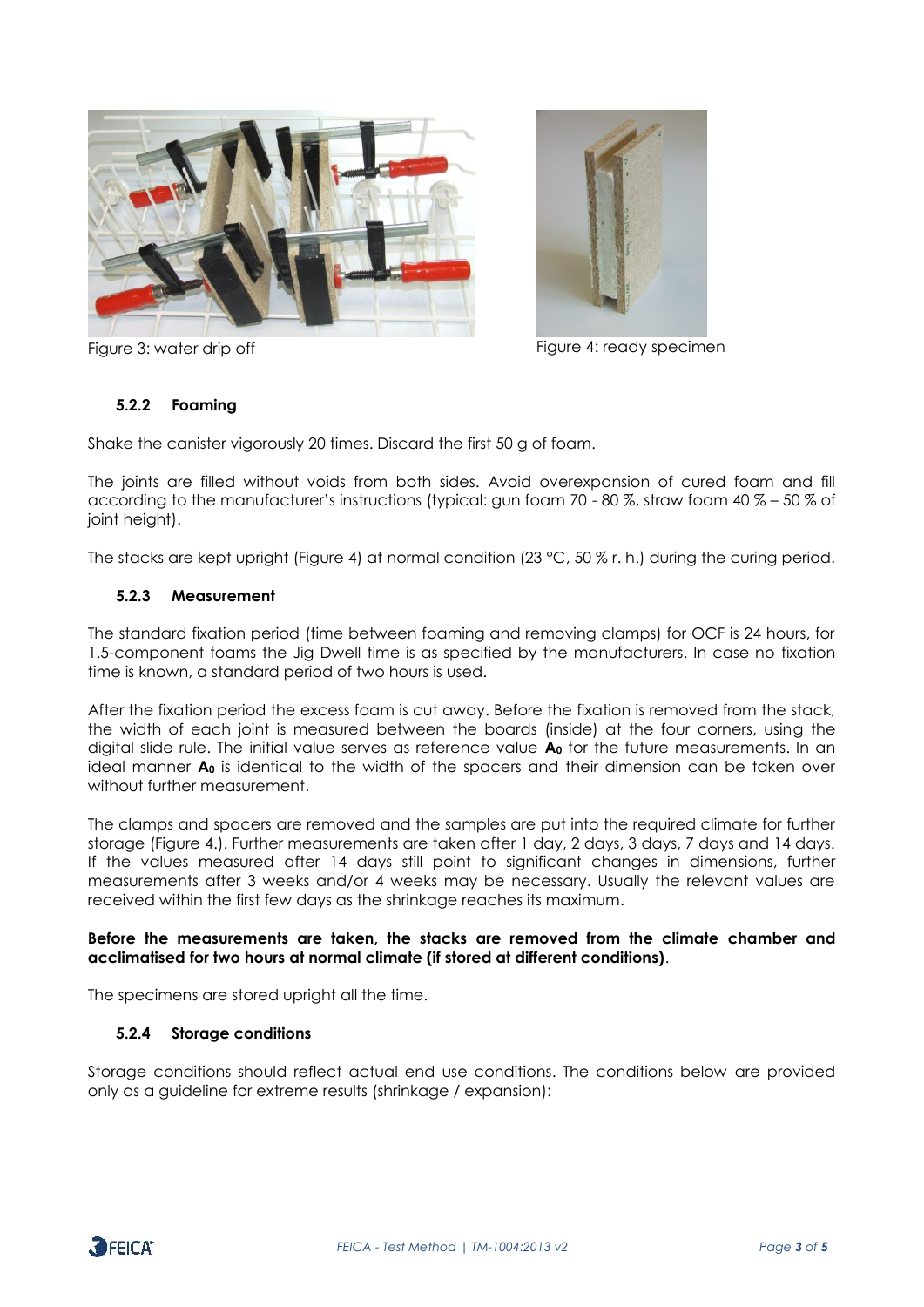Figure 3: water drip off

Figure 4: ready specimen

### 5.2.2 Foaming

Shake the canister vigorously 20 times. Discard the first 50 g of foam.

The joints are filled without voids from both sides. Avoid overexpansion of cured foam and fill according to the manufacturer's instructions (typical: gun foam 70 - 80 %, straw foam 40 % – 50 % of joint height).

The stacks are kept upright (Figure 4) at normal condition (23 °C, 50 % r. h.) during the curing period.

### 5.2.3 Measurement

The standard fixation period (time between foaming and removing clamps) for OCF is 24 hours, for 1.5-component foams the Jig Dwell time is as specified by the manufacturers. In case no fixation time is known, a standard period of two hours is used.

After the fixation period the excess foam is cut away. Before the fixation is removed from the stack, the width of each joint is measured between the boards (inside) at the four corners, using the digital slide rule. The initial value serves as reference value $\mathbf{A_0}$ for the future measurements. In an ideal manner $\mathbf{A_0}$ is identical to the width of the spacers and their dimension can be taken over without further measurement.

The clamps and spacers are removed and the samples are put into the required climate for further storage (Figure 4.). Further measurements are taken after 1 day, 2 days, 3 days, 7 days and 14 days. If the values measured after 14 days still point to significant changes in dimensions, further measurements after 3 weeks and/or 4 weeks may be necessary. Usually the relevant values are received within the first few days as the shrinkage reaches its maximum.

**Before the measurements are taken, the stacks are removed from the climate chamber and acclimatised for two hours at normal climate (if stored at different conditions)**.

The specimens are stored upright all the time.

### 5.2.4 Storage conditions

Storage conditions should reflect actual end use conditions. The conditions below are provided only as a guideline for extreme results (shrinkage / expansion):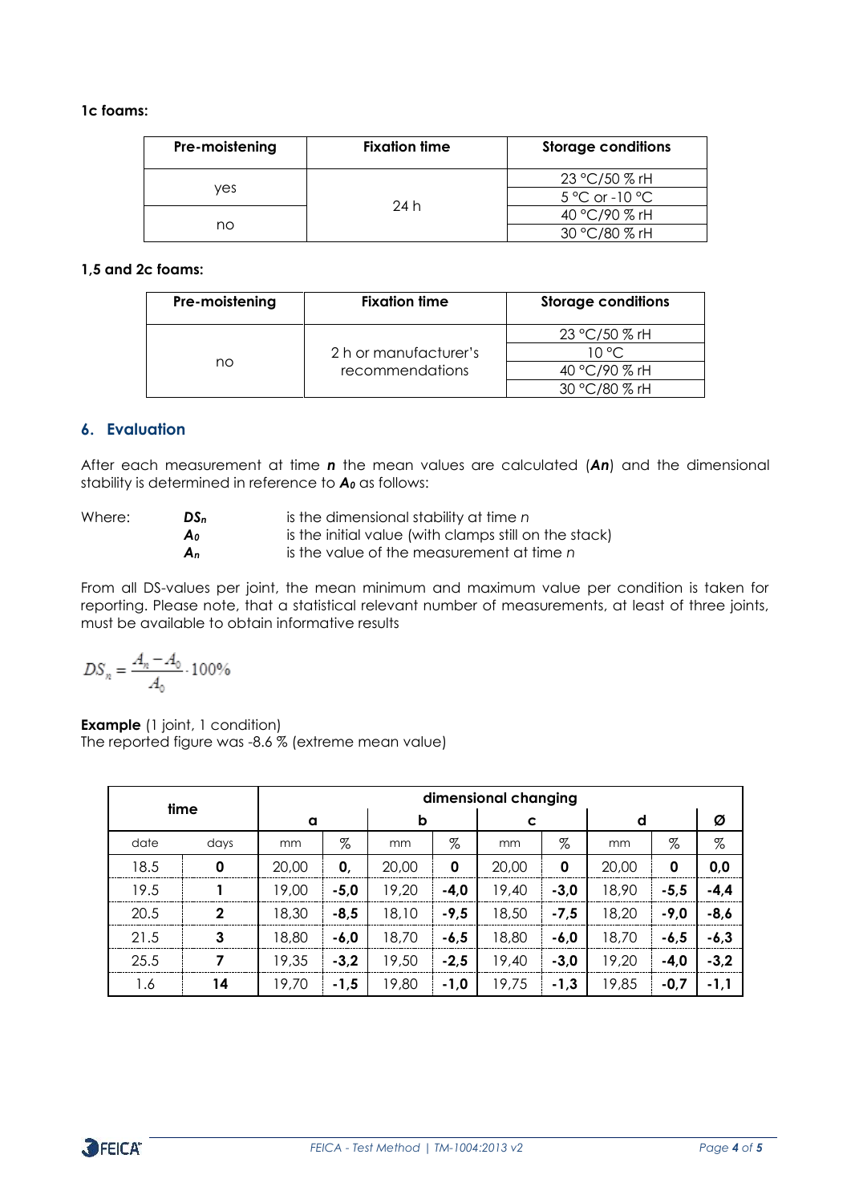**1c foams:**

| Pre-moistening | Fixation time | Storage conditions |
|---|---|---|
| yes | 24 h | 23 °C/50 % rH |
| | | 5 °C or -10 °C |
| no | | 40 °C/90 % rH |
| | | 30 °C/80 % rH |

**1,5 and 2c foams:**

| Pre-moistening | Fixation time | Storage conditions |
|---|---|---|
| no | 2 h or manufacturer's recommendations | 23 °C/50 % rH |
| | | 10 °C |
| | | 40 °C/90 % rH |
| | | 30 °C/80 % rH |

## 6. Evaluation

After each measurement at time ***n*** the mean values are calculated (***An***) and the dimensional stability is determined in reference to $A_0$ as follows:

Where:

- $DS_n$ is the dimensional stability at time *n*
- $A_0$ is the initial value (with clamps still on the stack)
- $A_n$ is the value of the measurement at time *n*

From all DS-values per joint, the mean minimum and maximum value per condition is taken for reporting. Please note, that a statistical relevant number of measurements, at least of three joints, must be available to obtain informative results

$$DS_n = \frac{A_n - A_0}{A_0} \cdot 100\%$$

**Example** (1 joint, 1 condition)
The reported figure was -8.6 % (extreme mean value)

| time | | dimensional changing | | | | | | | | |
|---|---|---|---|---|---|---|---|---|---|---|
| | | a | | b | | c | | d | | Ø |
| date | days | mm | % | mm | % | mm | % | mm | % | % |
| 18.5 | **0** | 20,00 | **0,** | 20,00 | **0** | 20,00 | **0** | 20,00 | **0** | **0,0** |
| 19.5 | **1** | 19,00 | **-5,0** | 19,20 | **-4,0** | 19,40 | **-3,0** | 18,90 | **-5,5** | **-4,4** |
| 20.5 | **2** | 18,30 | **-8,5** | 18,10 | **-9,5** | 18,50 | **-7,5** | 18,20 | **-9,0** | **-8,6** |
| 21.5 | **3** | 18,80 | **-6,0** | 18,70 | **-6,5** | 18,80 | **-6,0** | 18,70 | **-6,5** | **-6,3** |
| 25.5 | **7** | 19,35 | **-3,2** | 19,50 | **-2,5** | 19,40 | **-3,0** | 19,20 | **-4,0** | **-3,2** |
| 1.6 | **14** | 19,70 | **-1,5** | 19,80 | **-1,0** | 19,75 | **-1,3** | 19,85 | **-0,7** | **-1,1** |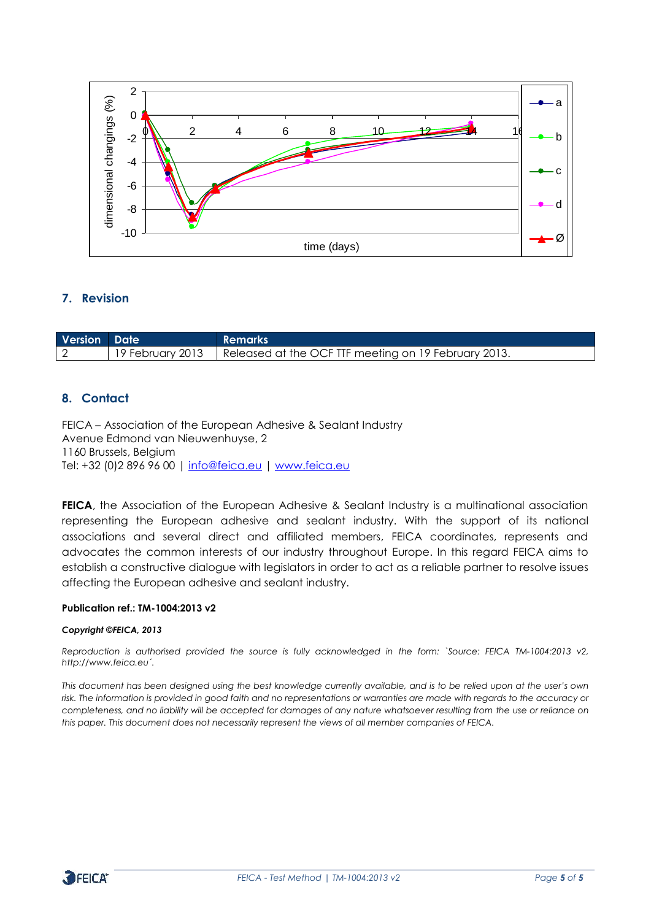2
0
-2
-4
-6
-8
-10

0 2 4 6 8 10 12 14 16

dimensional changings (%)

time (days)

a
b
c
d
Ø

## 7. Revision

| Version | Date | Remarks |
|---|---|---|
| 2 | 19 February 2013 | Released at the OCF TTF meeting on 19 February 2013. |

## 8. Contact

FEICA – Association of the European Adhesive & Sealant Industry
Avenue Edmond van Nieuwenhuyse, 2
1160 Brussels, Belgium
Tel: +32 (0)2 896 96 00 | info@feica.eu | www.feica.eu

**FEICA**, the Association of the European Adhesive & Sealant Industry is a multinational association representing the European adhesive and sealant industry. With the support of its national associations and several direct and affiliated members, FEICA coordinates, represents and advocates the common interests of our industry throughout Europe. In this regard FEICA aims to establish a constructive dialogue with legislators in order to act as a reliable partner to resolve issues affecting the European adhesive and sealant industry.

**Publication ref.: TM-1004:2013 v2**

***Copyright ©FEICA, 2013***

*Reproduction is authorised provided the source is fully acknowledged in the form: `Source: FEICA TM-1004:2013 v2, http://www.feica.eu´.*

*This document has been designed using the best knowledge currently available, and is to be relied upon at the user's own risk. The information is provided in good faith and no representations or warranties are made with regards to the accuracy or completeness, and no liability will be accepted for damages of any nature whatsoever resulting from the use or reliance on this paper. This document does not necessarily represent the views of all member companies of FEICA.*